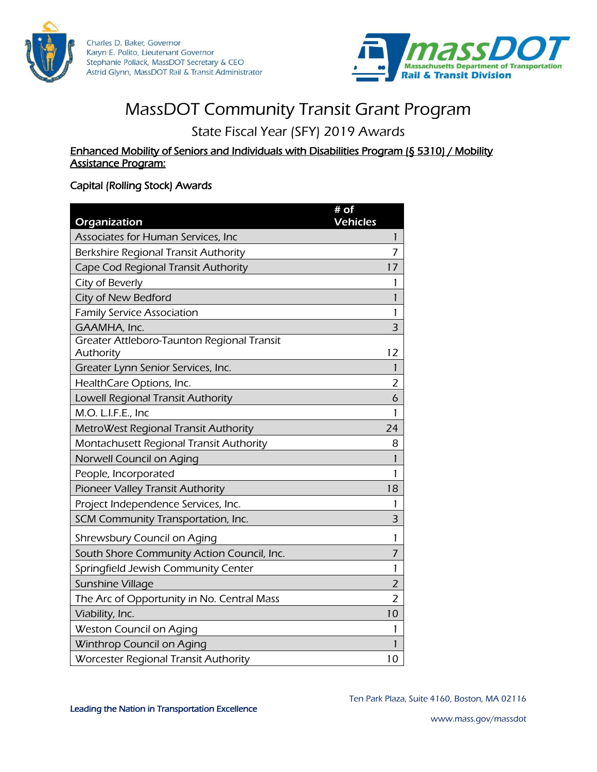Charles D. Baker, Governor
Karyn E. Polito, Lieutenant Governor
Stephanie Pollack, MassDOT Secretary & CEO
Astrid Glynn, MassDOT Rail & Transit Administrator

massDOT
Massachusetts Department of Transportation
Rail & Transit Division

# MassDOT Community Transit Grant Program

## State Fiscal Year (SFY) 2019 Awards

**Enhanced Mobility of Seniors and Individuals with Disabilities Program (§ 5310) / Mobility Assistance Program:**

### Capital (Rolling Stock) Awards

| Organization | # of Vehicles |
|---|---|
| Associates for Human Services, Inc | 1 |
| Berkshire Regional Transit Authority | 7 |
| Cape Cod Regional Transit Authority | 17 |
| City of Beverly | 1 |
| City of New Bedford | 1 |
| Family Service Association | 1 |
| GAAMHA, Inc. | 3 |
| Greater Attleboro-Taunton Regional Transit Authority | 12 |
| Greater Lynn Senior Services, Inc. | 1 |
| HealthCare Options, Inc. | 2 |
| Lowell Regional Transit Authority | 6 |
| M.O. L.I.F.E., Inc | 1 |
| MetroWest Regional Transit Authority | 24 |
| Montachusett Regional Transit Authority | 8 |
| Norwell Council on Aging | 1 |
| People, Incorporated | 1 |
| Pioneer Valley Transit Authority | 18 |
| Project Independence Services, Inc. | 1 |
| SCM Community Transportation, Inc. | 3 |
| Shrewsbury Council on Aging | 1 |
| South Shore Community Action Council, Inc. | 7 |
| Springfield Jewish Community Center | 1 |
| Sunshine Village | 2 |
| The Arc of Opportunity in No. Central Mass | 2 |
| Viability, Inc. | 10 |
| Weston Council on Aging | 1 |
| Winthrop Council on Aging | 1 |
| Worcester Regional Transit Authority | 10 |

Leading the Nation in Transportation Excellence

Ten Park Plaza, Suite 4160, Boston, MA 02116

www.mass.gov/massdot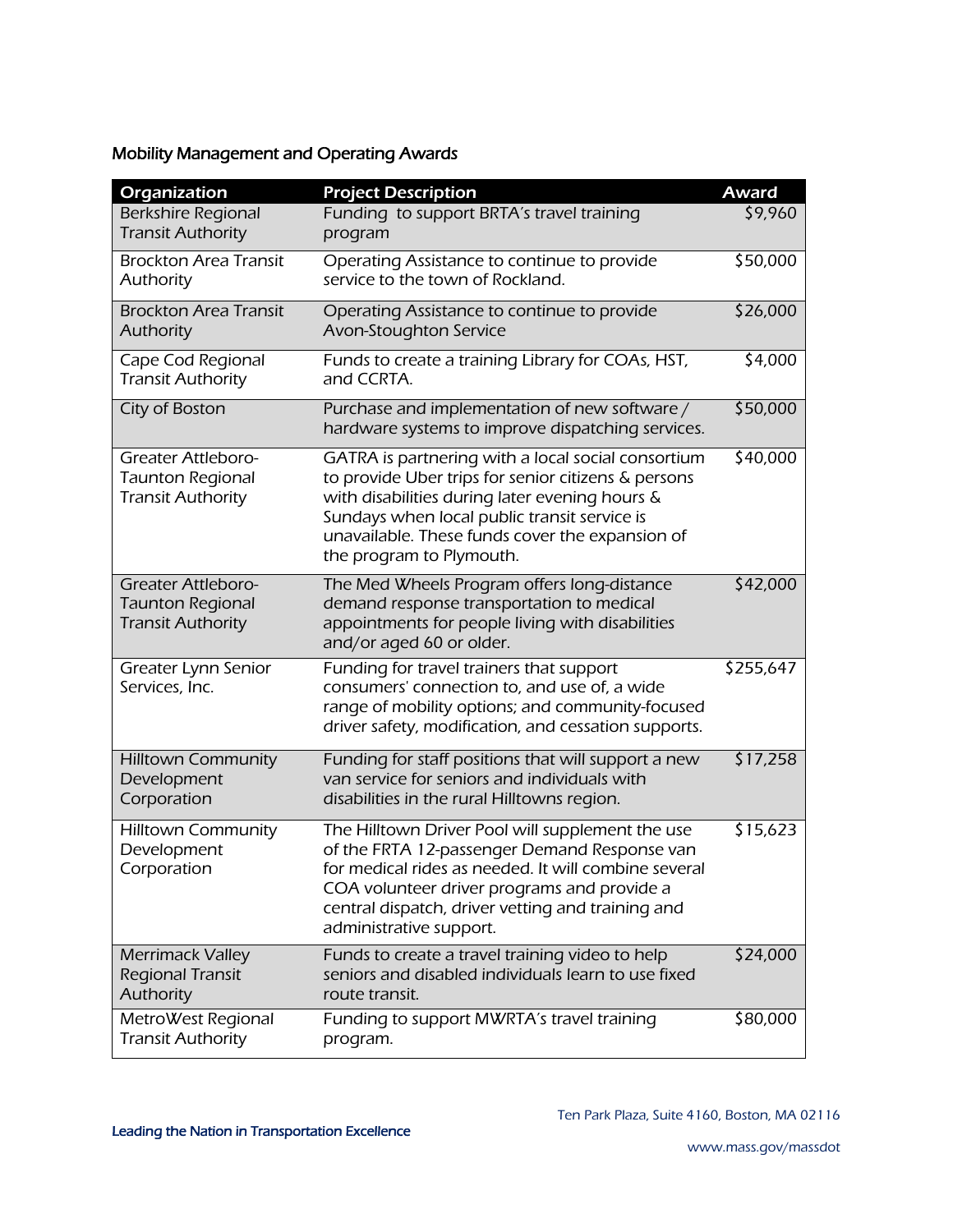## Mobility Management and Operating Awards

| Organization | Project Description | Award |
|---|---|---|
| Berkshire Regional Transit Authority | Funding to support BRTA's travel training program | $9,960 |
| Brockton Area Transit Authority | Operating Assistance to continue to provide service to the town of Rockland. | $50,000 |
| Brockton Area Transit Authority | Operating Assistance to continue to provide Avon-Stoughton Service | $26,000 |
| Cape Cod Regional Transit Authority | Funds to create a training Library for COAs, HST, and CCRTA. | $4,000 |
| City of Boston | Purchase and implementation of new software / hardware systems to improve dispatching services. | $50,000 |
| Greater Attleboro-Taunton Regional Transit Authority | GATRA is partnering with a local social consortium to provide Uber trips for senior citizens & persons with disabilities during later evening hours & Sundays when local public transit service is unavailable. These funds cover the expansion of the program to Plymouth. | $40,000 |
| Greater Attleboro-Taunton Regional Transit Authority | The Med Wheels Program offers long-distance demand response transportation to medical appointments for people living with disabilities and/or aged 60 or older. | $42,000 |
| Greater Lynn Senior Services, Inc. | Funding for travel trainers that support consumers' connection to, and use of, a wide range of mobility options; and community-focused driver safety, modification, and cessation supports. | $255,647 |
| Hilltown Community Development Corporation | Funding for staff positions that will support a new van service for seniors and individuals with disabilities in the rural Hilltowns region. | $17,258 |
| Hilltown Community Development Corporation | The Hilltown Driver Pool will supplement the use of the FRTA 12-passenger Demand Response van for medical rides as needed. It will combine several COA volunteer driver programs and provide a central dispatch, driver vetting and training and administrative support. | $15,623 |
| Merrimack Valley Regional Transit Authority | Funds to create a travel training video to help seniors and disabled individuals learn to use fixed route transit. | $24,000 |
| MetroWest Regional Transit Authority | Funding to support MWRTA's travel training program. | $80,000 |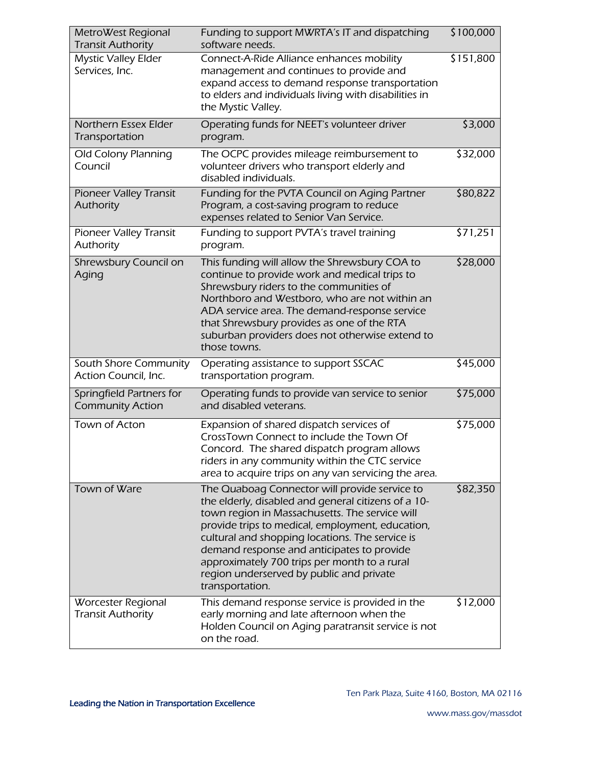| | | |
|---|---|---|
| MetroWest Regional Transit Authority | Funding to support MWRTA's IT and dispatching software needs. | $100,000 |
| Mystic Valley Elder Services, Inc. | Connect-A-Ride Alliance enhances mobility management and continues to provide and expand access to demand response transportation to elders and individuals living with disabilities in the Mystic Valley. | $151,800 |
| Northern Essex Elder Transportation | Operating funds for NEET's volunteer driver program. | $3,000 |
| Old Colony Planning Council | The OCPC provides mileage reimbursement to volunteer drivers who transport elderly and disabled individuals. | $32,000 |
| Pioneer Valley Transit Authority | Funding for the PVTA Council on Aging Partner Program, a cost-saving program to reduce expenses related to Senior Van Service. | $80,822 |
| Pioneer Valley Transit Authority | Funding to support PVTA's travel training program. | $71,251 |
| Shrewsbury Council on Aging | This funding will allow the Shrewsbury COA to continue to provide work and medical trips to Shrewsbury riders to the communities of Northboro and Westboro, who are not within an ADA service area. The demand-response service that Shrewsbury provides as one of the RTA suburban providers does not otherwise extend to those towns. | $28,000 |
| South Shore Community Action Council, Inc. | Operating assistance to support SSCAC transportation program. | $45,000 |
| Springfield Partners for Community Action | Operating funds to provide van service to senior and disabled veterans. | $75,000 |
| Town of Acton | Expansion of shared dispatch services of CrossTown Connect to include the Town Of Concord. The shared dispatch program allows riders in any community within the CTC service area to acquire trips on any van servicing the area. | $75,000 |
| Town of Ware | The Quaboag Connector will provide service to the elderly, disabled and general citizens of a 10-town region in Massachusetts. The service will provide trips to medical, employment, education, cultural and shopping locations. The service is demand response and anticipates to provide approximately 700 trips per month to a rural region underserved by public and private transportation. | $82,350 |
| Worcester Regional Transit Authority | This demand response service is provided in the early morning and late afternoon when the Holden Council on Aging paratransit service is not on the road. | $12,000 |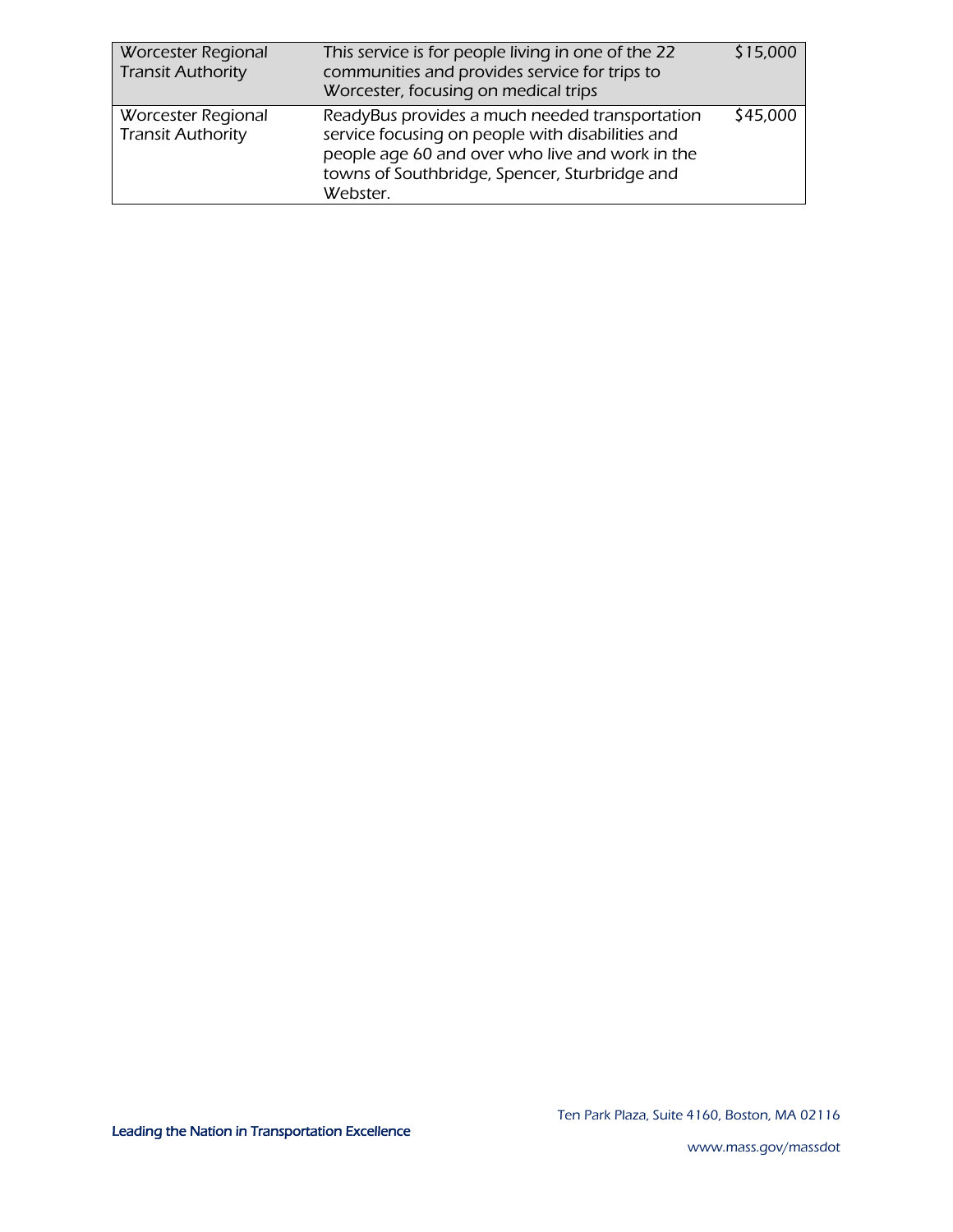| | | |
|---|---|---|
| Worcester Regional Transit Authority | This service is for people living in one of the 22 communities and provides service for trips to Worcester, focusing on medical trips | $15,000 |
| Worcester Regional Transit Authority | ReadyBus provides a much needed transportation service focusing on people with disabilities and people age 60 and over who live and work in the towns of Southbridge, Spencer, Sturbridge and Webster. | $45,000 |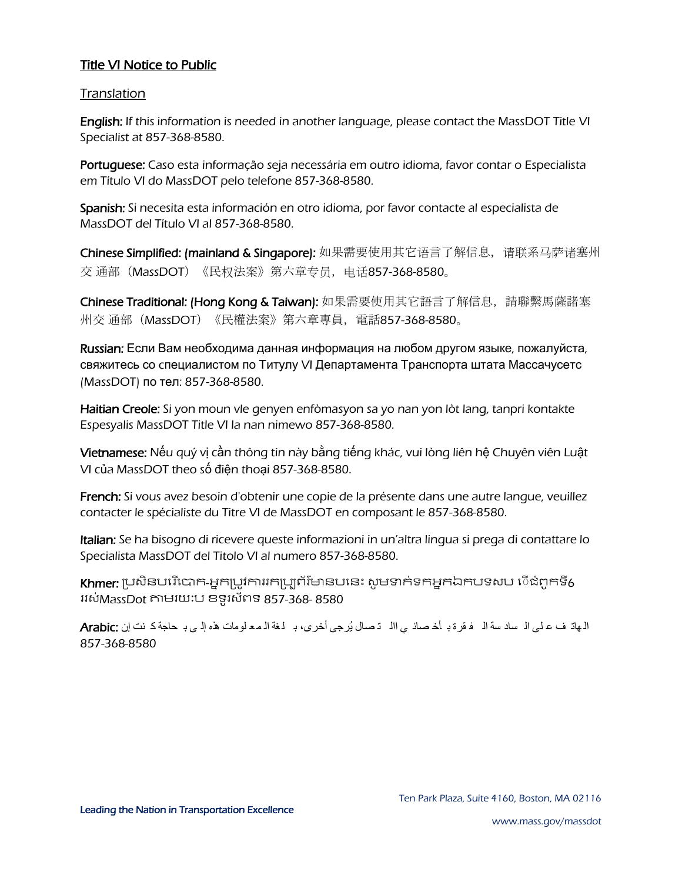## Title VI Notice to Public

### Translation

**English:** If this information is needed in another language, please contact the MassDOT Title VI Specialist at 857-368-8580.

**Portuguese:** Caso esta informação seja necessária em outro idioma, favor contar o Especialista em Título VI do MassDOT pelo telefone 857-368-8580.

**Spanish:** Si necesita esta información en otro idioma, por favor contacte al especialista de MassDOT del Título VI al 857-368-8580.

**Chinese Simplified: (mainland & Singapore):** 如果需要使用其它语言了解信息，请联系马萨诸塞州交 通部（MassDOT）《民权法案》第六章专员，电话857-368-8580。

**Chinese Traditional: (Hong Kong & Taiwan):** 如果需要使用其它語言了解信息，請聯繫馬薩諸塞州交 通部（MassDOT）《民權法案》第六章專員，電話857-368-8580。

**Russian:** Если Вам необходима данная информация на любом другом языке, пожалуйста, свяжитесь со специалистом по Титулу VI Департамента Транспорта штата Массачусетс (MassDOT) по тел: 857-368-8580.

**Haitian Creole:** Si yon moun vle genyen enfòmasyon sa yo nan yon lòt lang, tanpri kontakte Espesyalis MassDOT Title VI la nan nimewo 857-368-8580.

**Vietnamese:** Nếu quý vị cần thông tin này bằng tiếng khác, vui lòng liên hệ Chuyên viên Luật VI của MassDOT theo số điện thoại 857-368-8580.

**French:** Si vous avez besoin d'obtenir une copie de la présente dans une autre langue, veuillez contacter le spécialiste du Titre VI de MassDOT en composant le 857-368-8580.

**Italian:** Se ha bisogno di ricevere queste informazioni in un'altra lingua si prega di contattare lo Specialista MassDOT del Titolo VI al numero 857-368-8580.

**Khmer:** ប្រសិនបើលោក-អ្នកត្រូវការបកប្រែព័ត៌មាននេះ សូមទាក់ទកអ្នកឯកទេសលើជំពូកទី6 របស់MassDot តាមរយៈលេខទូរស័ព្ទ 857-368- 8580

**Arabic:** إن كنت بحاجة إلى هذه المعلومات بلغة أخرى، يُرجى الاتصال بأخصائي الفقرة السادسة على الهاتف 857-368-8580

Ten Park Plaza, Suite 4160, Boston, MA 02116

Leading the Nation in Transportation Excellence

www.mass.gov/massdot